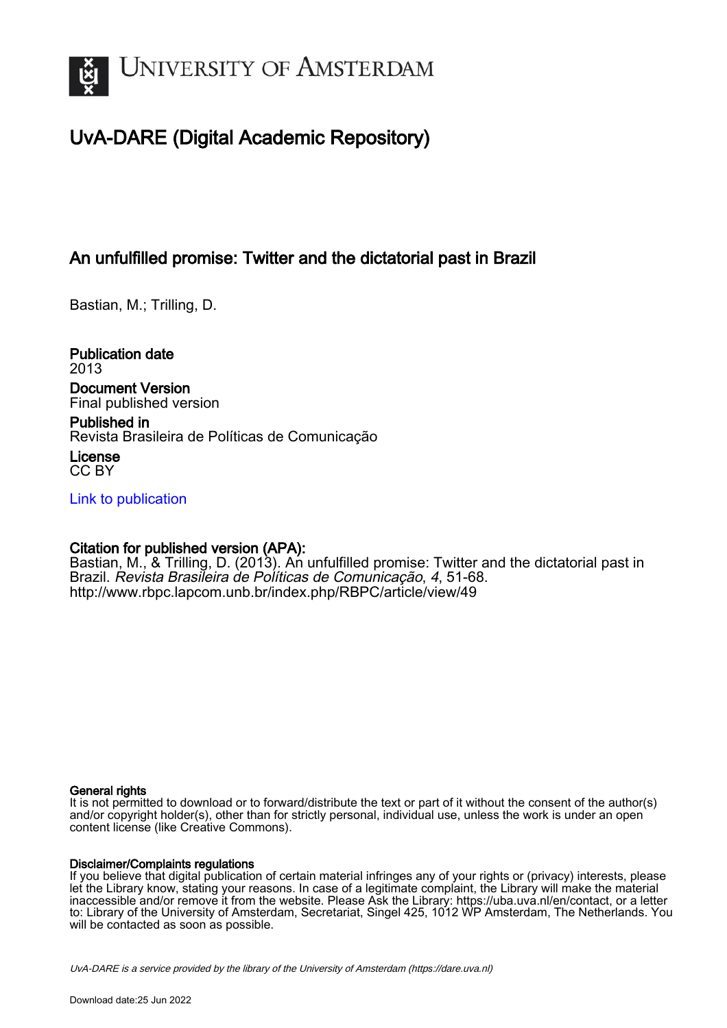# UvA-DARE (Digital Academic Repository)

## An unfulfilled promise: Twitter and the dictatorial past in Brazil

Bastian, M.; Trilling, D.

**Publication date**
2013

**Document Version**
Final published version

**Published in**
Revista Brasileira de Políticas de Comunicação

**License**
CC BY

Link to publication

**Citation for published version (APA):**
Bastian, M., & Trilling, D. (2013). An unfulfilled promise: Twitter and the dictatorial past in Brazil. *Revista Brasileira de Políticas de Comunicação*, *4*, 51-68. http://www.rbpc.lapcom.unb.br/index.php/RBPC/article/view/49

**General rights**
It is not permitted to download or to forward/distribute the text or part of it without the consent of the author(s) and/or copyright holder(s), other than for strictly personal, individual use, unless the work is under an open content license (like Creative Commons).

**Disclaimer/Complaints regulations**
If you believe that digital publication of certain material infringes any of your rights or (privacy) interests, please let the Library know, stating your reasons. In case of a legitimate complaint, the Library will make the material inaccessible and/or remove it from the website. Please Ask the Library: https://uba.uva.nl/en/contact, or a letter to: Library of the University of Amsterdam, Secretariat, Singel 425, 1012 WP Amsterdam, The Netherlands. You will be contacted as soon as possible.

*UvA-DARE is a service provided by the library of the University of Amsterdam (https://dare.uva.nl)*

Download date:25 Jun 2022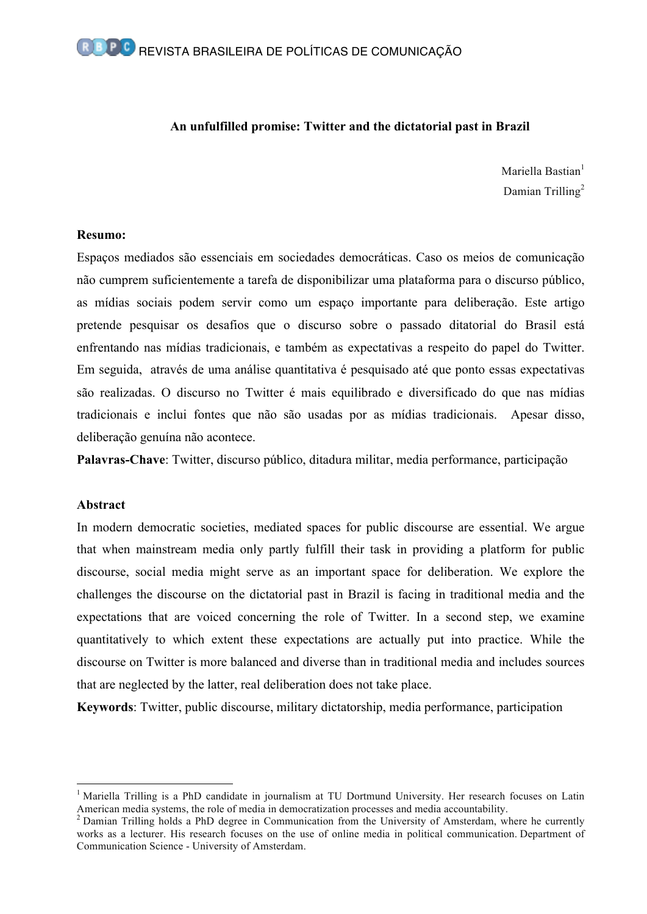# An unfulfilled promise: Twitter and the dictatorial past in Brazil

Mariella Bastian[1]
Damian Trilling[2]

**Resumo:**

Espaços mediados são essenciais em sociedades democráticas. Caso os meios de comunicação não cumprem suficientemente a tarefa de disponibilizar uma plataforma para o discurso público, as mídias sociais podem servir como um espaço importante para deliberação. Este artigo pretende pesquisar os desafios que o discurso sobre o passado ditatorial do Brasil está enfrentando nas mídias tradicionais, e também as expectativas a respeito do papel do Twitter. Em seguida, através de uma análise quantitativa é pesquisado até que ponto essas expectativas são realizadas. O discurso no Twitter é mais equilibrado e diversificado do que nas mídias tradicionais e inclui fontes que não são usadas por as mídias tradicionais. Apesar disso, deliberação genuína não acontece.

**Palavras-Chave**: Twitter, discurso público, ditadura militar, media performance, participação

**Abstract**

In modern democratic societies, mediated spaces for public discourse are essential. We argue that when mainstream media only partly fulfill their task in providing a platform for public discourse, social media might serve as an important space for deliberation. We explore the challenges the discourse on the dictatorial past in Brazil is facing in traditional media and the expectations that are voiced concerning the role of Twitter. In a second step, we examine quantitatively to which extent these expectations are actually put into practice. While the discourse on Twitter is more balanced and diverse than in traditional media and includes sources that are neglected by the latter, real deliberation does not take place.

**Keywords**: Twitter, public discourse, military dictatorship, media performance, participation

---

[1] Mariella Trilling is a PhD candidate in journalism at TU Dortmund University. Her research focuses on Latin American media systems, the role of media in democratization processes and media accountability.

[2] Damian Trilling holds a PhD degree in Communication from the University of Amsterdam, where he currently works as a lecturer. His research focuses on the use of online media in political communication. Department of Communication Science - University of Amsterdam.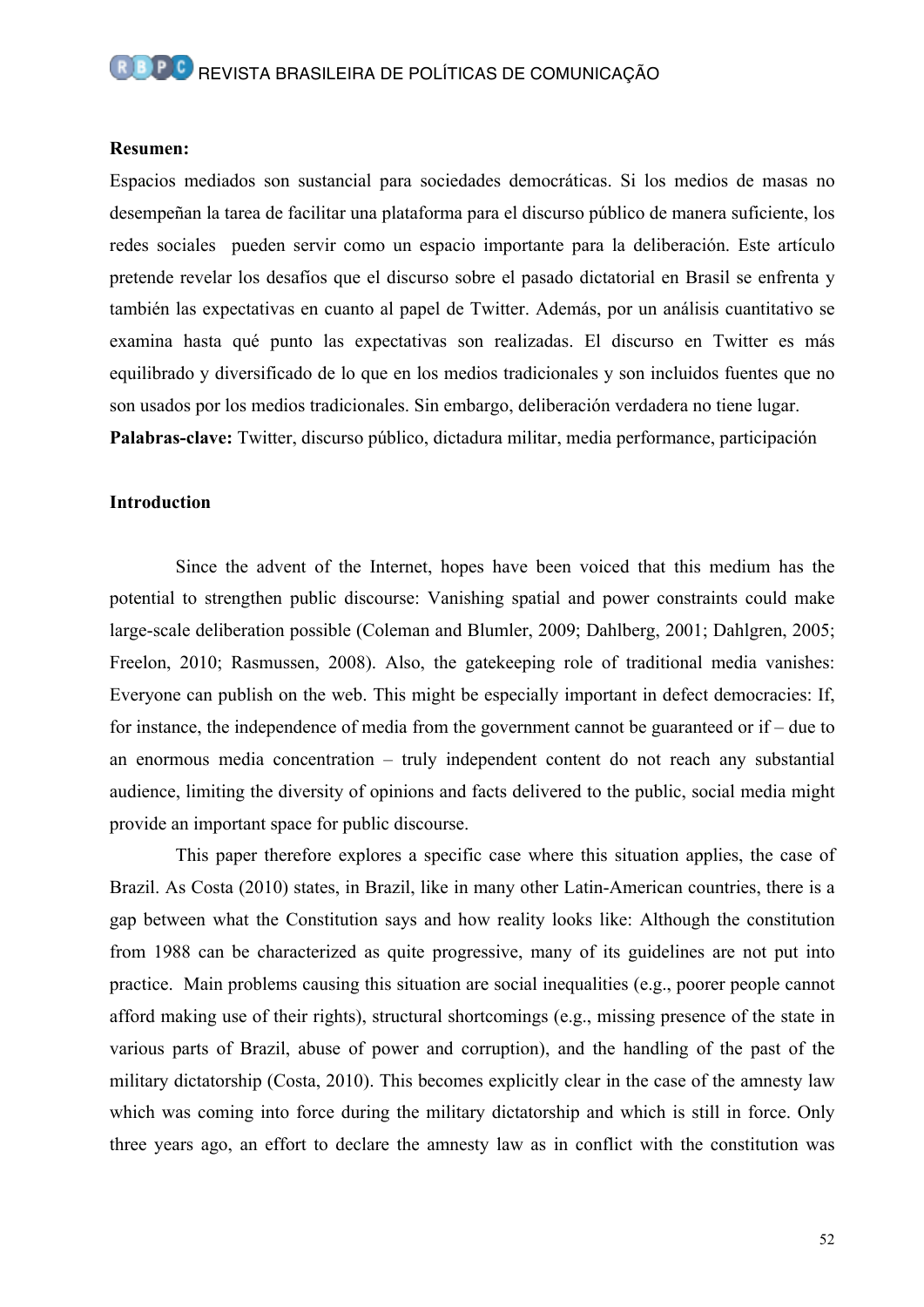**Resumen:**

Espacios mediados son sustancial para sociedades democráticas. Si los medios de masas no desempeñan la tarea de facilitar una plataforma para el discurso público de manera suficiente, los redes sociales pueden servir como un espacio importante para la deliberación. Este artículo pretende revelar los desafíos que el discurso sobre el pasado dictatorial en Brasil se enfrenta y también las expectativas en cuanto al papel de Twitter. Además, por un análisis cuantitativo se examina hasta qué punto las expectativas son realizadas. El discurso en Twitter es más equilibrado y diversificado de lo que en los medios tradicionales y son incluidos fuentes que no son usados por los medios tradicionales. Sin embargo, deliberación verdadera no tiene lugar.

**Palabras-clave:** Twitter, discurso público, dictadura militar, media performance, participación

**Introduction**

Since the advent of the Internet, hopes have been voiced that this medium has the potential to strengthen public discourse: Vanishing spatial and power constraints could make large-scale deliberation possible (Coleman and Blumler, 2009; Dahlberg, 2001; Dahlgren, 2005; Freelon, 2010; Rasmussen, 2008). Also, the gatekeeping role of traditional media vanishes: Everyone can publish on the web. This might be especially important in defect democracies: If, for instance, the independence of media from the government cannot be guaranteed or if – due to an enormous media concentration – truly independent content do not reach any substantial audience, limiting the diversity of opinions and facts delivered to the public, social media might provide an important space for public discourse.

This paper therefore explores a specific case where this situation applies, the case of Brazil. As Costa (2010) states, in Brazil, like in many other Latin-American countries, there is a gap between what the Constitution says and how reality looks like: Although the constitution from 1988 can be characterized as quite progressive, many of its guidelines are not put into practice. Main problems causing this situation are social inequalities (e.g., poorer people cannot afford making use of their rights), structural shortcomings (e.g., missing presence of the state in various parts of Brazil, abuse of power and corruption), and the handling of the past of the military dictatorship (Costa, 2010). This becomes explicitly clear in the case of the amnesty law which was coming into force during the military dictatorship and which is still in force. Only three years ago, an effort to declare the amnesty law as in conflict with the constitution was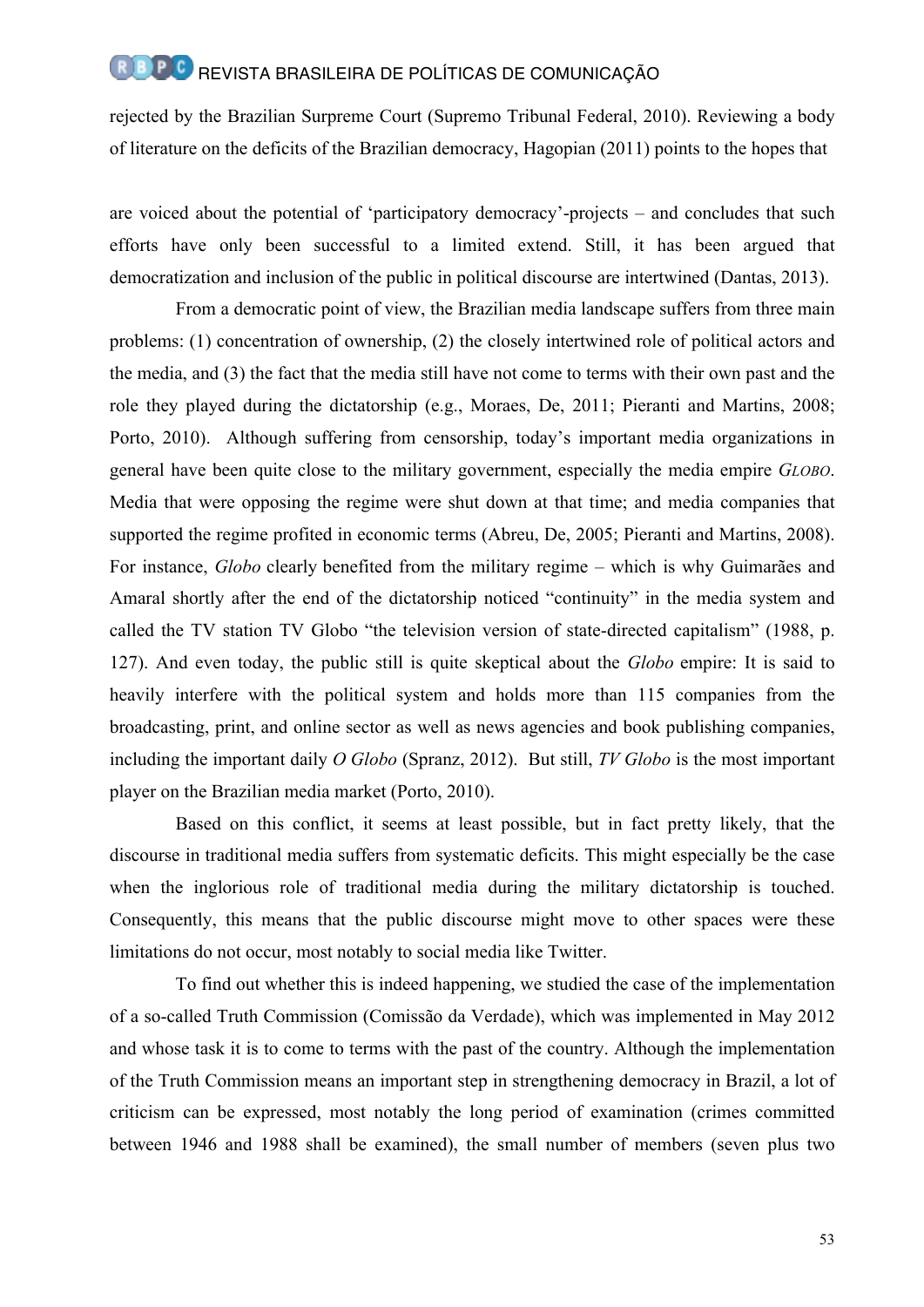rejected by the Brazilian Surpreme Court (Supremo Tribunal Federal, 2010). Reviewing a body of literature on the deficits of the Brazilian democracy, Hagopian (2011) points to the hopes that

are voiced about the potential of 'participatory democracy'-projects – and concludes that such efforts have only been successful to a limited extend. Still, it has been argued that democratization and inclusion of the public in political discourse are intertwined (Dantas, 2013).

From a democratic point of view, the Brazilian media landscape suffers from three main problems: (1) concentration of ownership, (2) the closely intertwined role of political actors and the media, and (3) the fact that the media still have not come to terms with their own past and the role they played during the dictatorship (e.g., Moraes, De, 2011; Pieranti and Martins, 2008; Porto, 2010). Although suffering from censorship, today's important media organizations in general have been quite close to the military government, especially the media empire *GLOBO*. Media that were opposing the regime were shut down at that time; and media companies that supported the regime profited in economic terms (Abreu, De, 2005; Pieranti and Martins, 2008). For instance, *Globo* clearly benefited from the military regime – which is why Guimarães and Amaral shortly after the end of the dictatorship noticed "continuity" in the media system and called the TV station TV Globo "the television version of state-directed capitalism" (1988, p. 127). And even today, the public still is quite skeptical about the *Globo* empire: It is said to heavily interfere with the political system and holds more than 115 companies from the broadcasting, print, and online sector as well as news agencies and book publishing companies, including the important daily *O Globo* (Spranz, 2012). But still, *TV Globo* is the most important player on the Brazilian media market (Porto, 2010).

Based on this conflict, it seems at least possible, but in fact pretty likely, that the discourse in traditional media suffers from systematic deficits. This might especially be the case when the inglorious role of traditional media during the military dictatorship is touched. Consequently, this means that the public discourse might move to other spaces were these limitations do not occur, most notably to social media like Twitter.

To find out whether this is indeed happening, we studied the case of the implementation of a so-called Truth Commission (Comissão da Verdade), which was implemented in May 2012 and whose task it is to come to terms with the past of the country. Although the implementation of the Truth Commission means an important step in strengthening democracy in Brazil, a lot of criticism can be expressed, most notably the long period of examination (crimes committed between 1946 and 1988 shall be examined), the small number of members (seven plus two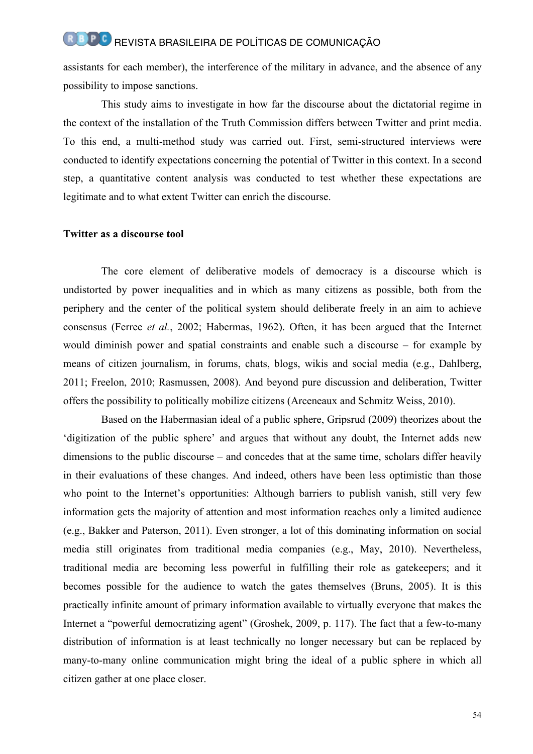assistants for each member), the interference of the military in advance, and the absence of any possibility to impose sanctions.

This study aims to investigate in how far the discourse about the dictatorial regime in the context of the installation of the Truth Commission differs between Twitter and print media. To this end, a multi-method study was carried out. First, semi-structured interviews were conducted to identify expectations concerning the potential of Twitter in this context. In a second step, a quantitative content analysis was conducted to test whether these expectations are legitimate and to what extent Twitter can enrich the discourse.

**Twitter as a discourse tool**

The core element of deliberative models of democracy is a discourse which is undistorted by power inequalities and in which as many citizens as possible, both from the periphery and the center of the political system should deliberate freely in an aim to achieve consensus (Ferree *et al.*, 2002; Habermas, 1962). Often, it has been argued that the Internet would diminish power and spatial constraints and enable such a discourse – for example by means of citizen journalism, in forums, chats, blogs, wikis and social media (e.g., Dahlberg, 2011; Freelon, 2010; Rasmussen, 2008). And beyond pure discussion and deliberation, Twitter offers the possibility to politically mobilize citizens (Arceneaux and Schmitz Weiss, 2010).

Based on the Habermasian ideal of a public sphere, Gripsrud (2009) theorizes about the 'digitization of the public sphere' and argues that without any doubt, the Internet adds new dimensions to the public discourse – and concedes that at the same time, scholars differ heavily in their evaluations of these changes. And indeed, others have been less optimistic than those who point to the Internet's opportunities: Although barriers to publish vanish, still very few information gets the majority of attention and most information reaches only a limited audience (e.g., Bakker and Paterson, 2011). Even stronger, a lot of this dominating information on social media still originates from traditional media companies (e.g., May, 2010). Nevertheless, traditional media are becoming less powerful in fulfilling their role as gatekeepers; and it becomes possible for the audience to watch the gates themselves (Bruns, 2005). It is this practically infinite amount of primary information available to virtually everyone that makes the Internet a "powerful democratizing agent" (Groshek, 2009, p. 117). The fact that a few-to-many distribution of information is at least technically no longer necessary but can be replaced by many-to-many online communication might bring the ideal of a public sphere in which all citizen gather at one place closer.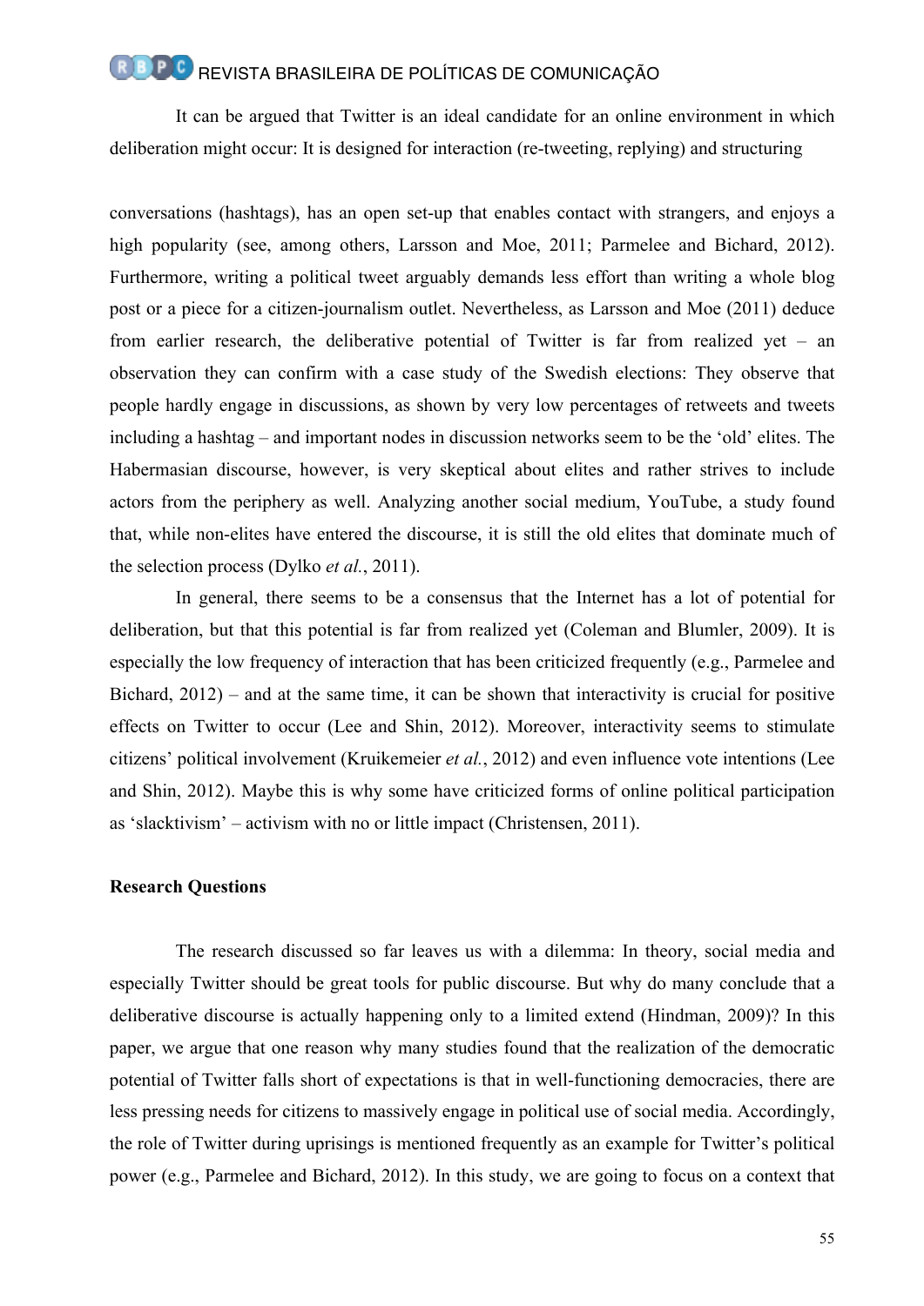It can be argued that Twitter is an ideal candidate for an online environment in which deliberation might occur: It is designed for interaction (re-tweeting, replying) and structuring

conversations (hashtags), has an open set-up that enables contact with strangers, and enjoys a high popularity (see, among others, Larsson and Moe, 2011; Parmelee and Bichard, 2012). Furthermore, writing a political tweet arguably demands less effort than writing a whole blog post or a piece for a citizen-journalism outlet. Nevertheless, as Larsson and Moe (2011) deduce from earlier research, the deliberative potential of Twitter is far from realized yet – an observation they can confirm with a case study of the Swedish elections: They observe that people hardly engage in discussions, as shown by very low percentages of retweets and tweets including a hashtag – and important nodes in discussion networks seem to be the 'old' elites. The Habermasian discourse, however, is very skeptical about elites and rather strives to include actors from the periphery as well. Analyzing another social medium, YouTube, a study found that, while non-elites have entered the discourse, it is still the old elites that dominate much of the selection process (Dylko *et al.*, 2011).

In general, there seems to be a consensus that the Internet has a lot of potential for deliberation, but that this potential is far from realized yet (Coleman and Blumler, 2009). It is especially the low frequency of interaction that has been criticized frequently (e.g., Parmelee and Bichard, 2012) – and at the same time, it can be shown that interactivity is crucial for positive effects on Twitter to occur (Lee and Shin, 2012). Moreover, interactivity seems to stimulate citizens' political involvement (Kruikemeier *et al.*, 2012) and even influence vote intentions (Lee and Shin, 2012). Maybe this is why some have criticized forms of online political participation as 'slacktivism' – activism with no or little impact (Christensen, 2011).

**Research Questions**

The research discussed so far leaves us with a dilemma: In theory, social media and especially Twitter should be great tools for public discourse. But why do many conclude that a deliberative discourse is actually happening only to a limited extend (Hindman, 2009)? In this paper, we argue that one reason why many studies found that the realization of the democratic potential of Twitter falls short of expectations is that in well-functioning democracies, there are less pressing needs for citizens to massively engage in political use of social media. Accordingly, the role of Twitter during uprisings is mentioned frequently as an example for Twitter's political power (e.g., Parmelee and Bichard, 2012). In this study, we are going to focus on a context that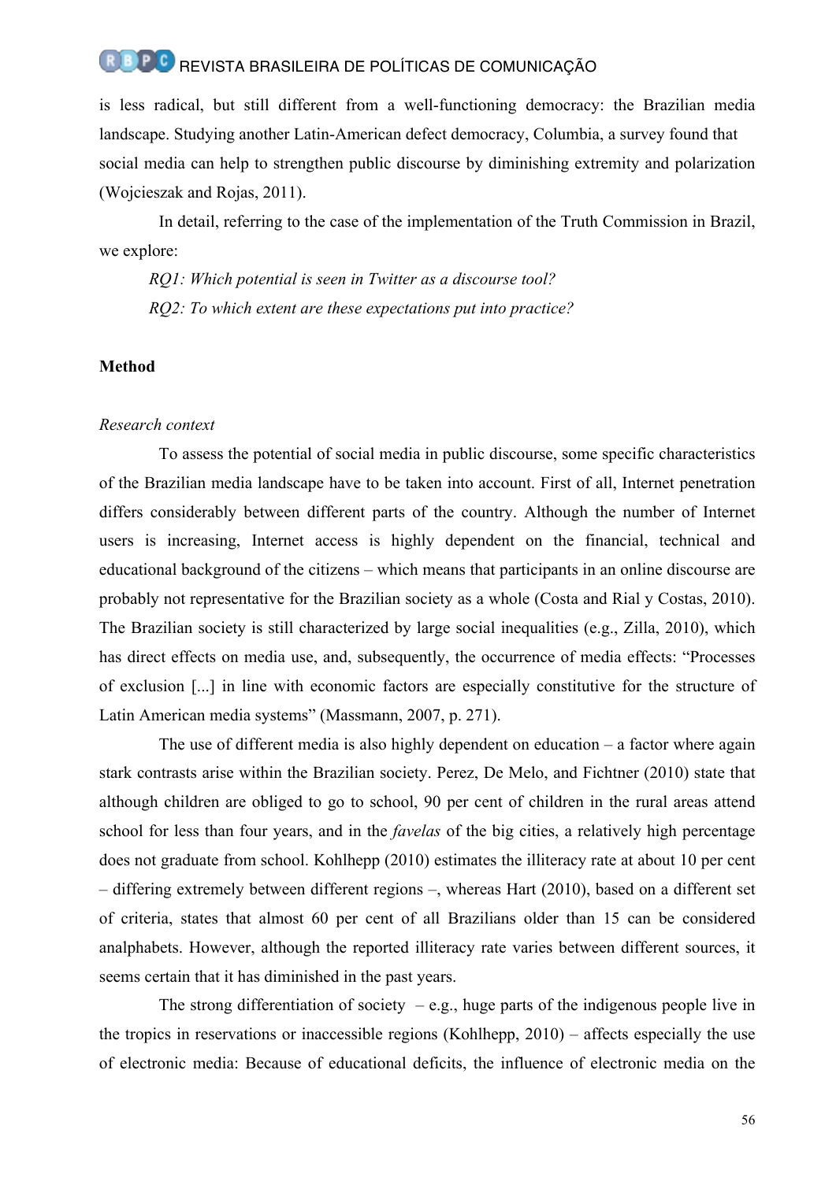is less radical, but still different from a well-functioning democracy: the Brazilian media landscape. Studying another Latin-American defect democracy, Columbia, a survey found that social media can help to strengthen public discourse by diminishing extremity and polarization (Wojcieszak and Rojas, 2011).

In detail, referring to the case of the implementation of the Truth Commission in Brazil, we explore:

*RQ1: Which potential is seen in Twitter as a discourse tool?*

*RQ2: To which extent are these expectations put into practice?*

## Method

### *Research context*

To assess the potential of social media in public discourse, some specific characteristics of the Brazilian media landscape have to be taken into account. First of all, Internet penetration differs considerably between different parts of the country. Although the number of Internet users is increasing, Internet access is highly dependent on the financial, technical and educational background of the citizens – which means that participants in an online discourse are probably not representative for the Brazilian society as a whole (Costa and Rial y Costas, 2010). The Brazilian society is still characterized by large social inequalities (e.g., Zilla, 2010), which has direct effects on media use, and, subsequently, the occurrence of media effects: "Processes of exclusion [...] in line with economic factors are especially constitutive for the structure of Latin American media systems" (Massmann, 2007, p. 271).

The use of different media is also highly dependent on education – a factor where again stark contrasts arise within the Brazilian society. Perez, De Melo, and Fichtner (2010) state that although children are obliged to go to school, 90 per cent of children in the rural areas attend school for less than four years, and in the *favelas* of the big cities, a relatively high percentage does not graduate from school. Kohlhepp (2010) estimates the illiteracy rate at about 10 per cent – differing extremely between different regions –, whereas Hart (2010), based on a different set of criteria, states that almost 60 per cent of all Brazilians older than 15 can be considered analphabets. However, although the reported illiteracy rate varies between different sources, it seems certain that it has diminished in the past years.

The strong differentiation of society – e.g., huge parts of the indigenous people live in the tropics in reservations or inaccessible regions (Kohlhepp, 2010) – affects especially the use of electronic media: Because of educational deficits, the influence of electronic media on the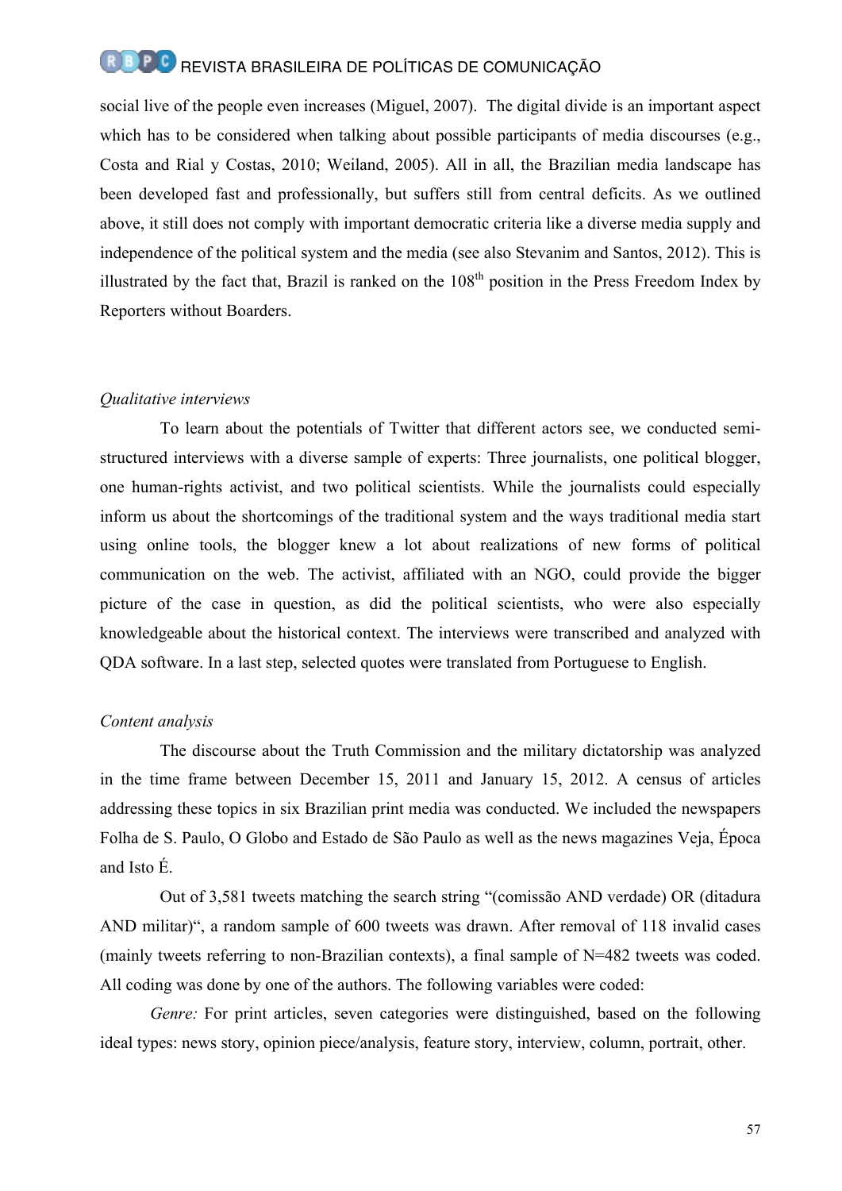social live of the people even increases (Miguel, 2007). The digital divide is an important aspect which has to be considered when talking about possible participants of media discourses (e.g., Costa and Rial y Costas, 2010; Weiland, 2005). All in all, the Brazilian media landscape has been developed fast and professionally, but suffers still from central deficits. As we outlined above, it still does not comply with important democratic criteria like a diverse media supply and independence of the political system and the media (see also Stevanim and Santos, 2012). This is illustrated by the fact that, Brazil is ranked on the 108th position in the Press Freedom Index by Reporters without Boarders.

*Qualitative interviews*

To learn about the potentials of Twitter that different actors see, we conducted semi-structured interviews with a diverse sample of experts: Three journalists, one political blogger, one human-rights activist, and two political scientists. While the journalists could especially inform us about the shortcomings of the traditional system and the ways traditional media start using online tools, the blogger knew a lot about realizations of new forms of political communication on the web. The activist, affiliated with an NGO, could provide the bigger picture of the case in question, as did the political scientists, who were also especially knowledgeable about the historical context. The interviews were transcribed and analyzed with QDA software. In a last step, selected quotes were translated from Portuguese to English.

*Content analysis*

The discourse about the Truth Commission and the military dictatorship was analyzed in the time frame between December 15, 2011 and January 15, 2012. A census of articles addressing these topics in six Brazilian print media was conducted. We included the newspapers Folha de S. Paulo, O Globo and Estado de São Paulo as well as the news magazines Veja, Época and Isto É.

Out of 3,581 tweets matching the search string "(comissão AND verdade) OR (ditadura AND militar)", a random sample of 600 tweets was drawn. After removal of 118 invalid cases (mainly tweets referring to non-Brazilian contexts), a final sample of N=482 tweets was coded. All coding was done by one of the authors. The following variables were coded:

*Genre:* For print articles, seven categories were distinguished, based on the following ideal types: news story, opinion piece/analysis, feature story, interview, column, portrait, other.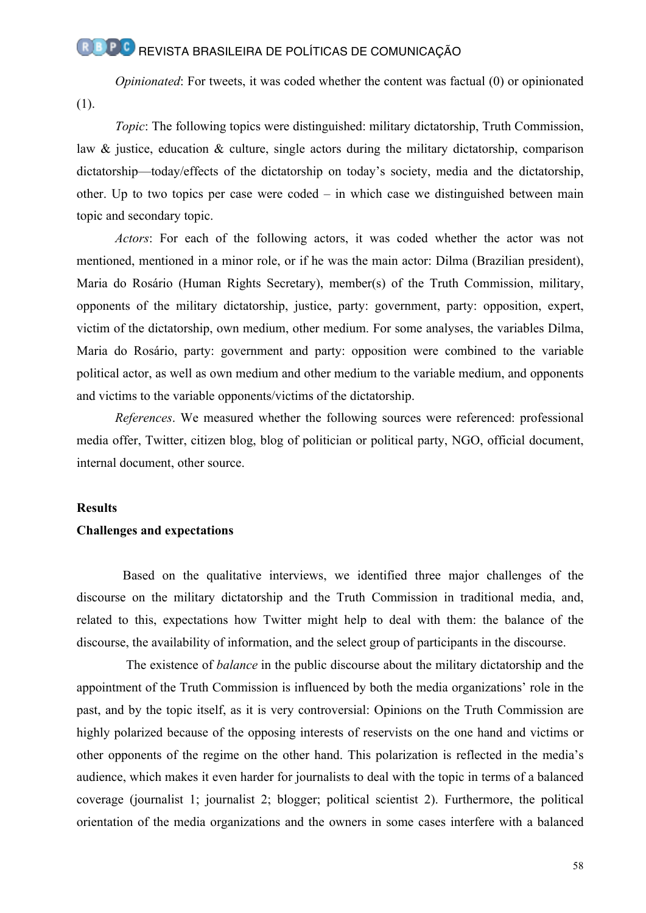*Opinionated*: For tweets, it was coded whether the content was factual (0) or opinionated (1).

*Topic*: The following topics were distinguished: military dictatorship, Truth Commission, law & justice, education & culture, single actors during the military dictatorship, comparison dictatorship—today/effects of the dictatorship on today's society, media and the dictatorship, other. Up to two topics per case were coded – in which case we distinguished between main topic and secondary topic.

*Actors*: For each of the following actors, it was coded whether the actor was not mentioned, mentioned in a minor role, or if he was the main actor: Dilma (Brazilian president), Maria do Rosário (Human Rights Secretary), member(s) of the Truth Commission, military, opponents of the military dictatorship, justice, party: government, party: opposition, expert, victim of the dictatorship, own medium, other medium. For some analyses, the variables Dilma, Maria do Rosário, party: government and party: opposition were combined to the variable political actor, as well as own medium and other medium to the variable medium, and opponents and victims to the variable opponents/victims of the dictatorship.

*References*. We measured whether the following sources were referenced: professional media offer, Twitter, citizen blog, blog of politician or political party, NGO, official document, internal document, other source.

## Results

### Challenges and expectations

Based on the qualitative interviews, we identified three major challenges of the discourse on the military dictatorship and the Truth Commission in traditional media, and, related to this, expectations how Twitter might help to deal with them: the balance of the discourse, the availability of information, and the select group of participants in the discourse.

The existence of *balance* in the public discourse about the military dictatorship and the appointment of the Truth Commission is influenced by both the media organizations' role in the past, and by the topic itself, as it is very controversial: Opinions on the Truth Commission are highly polarized because of the opposing interests of reservists on the one hand and victims or other opponents of the regime on the other hand. This polarization is reflected in the media's audience, which makes it even harder for journalists to deal with the topic in terms of a balanced coverage (journalist 1; journalist 2; blogger; political scientist 2). Furthermore, the political orientation of the media organizations and the owners in some cases interfere with a balanced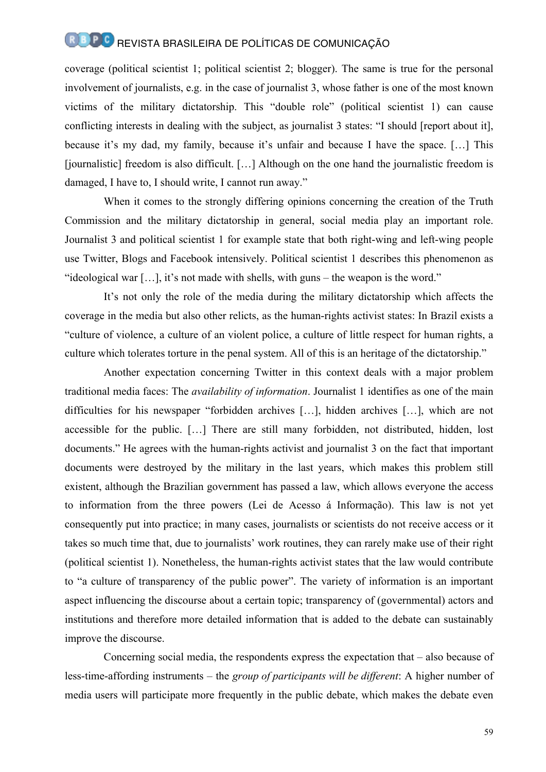coverage (political scientist 1; political scientist 2; blogger). The same is true for the personal involvement of journalists, e.g. in the case of journalist 3, whose father is one of the most known victims of the military dictatorship. This "double role" (political scientist 1) can cause conflicting interests in dealing with the subject, as journalist 3 states: "I should [report about it], because it's my dad, my family, because it's unfair and because I have the space. […] This [journalistic] freedom is also difficult. […] Although on the one hand the journalistic freedom is damaged, I have to, I should write, I cannot run away."

When it comes to the strongly differing opinions concerning the creation of the Truth Commission and the military dictatorship in general, social media play an important role. Journalist 3 and political scientist 1 for example state that both right-wing and left-wing people use Twitter, Blogs and Facebook intensively. Political scientist 1 describes this phenomenon as "ideological war […], it's not made with shells, with guns – the weapon is the word."

It's not only the role of the media during the military dictatorship which affects the coverage in the media but also other relicts, as the human-rights activist states: In Brazil exists a "culture of violence, a culture of an violent police, a culture of little respect for human rights, a culture which tolerates torture in the penal system. All of this is an heritage of the dictatorship."

Another expectation concerning Twitter in this context deals with a major problem traditional media faces: The *availability of information*. Journalist 1 identifies as one of the main difficulties for his newspaper "forbidden archives […], hidden archives […], which are not accessible for the public. […] There are still many forbidden, not distributed, hidden, lost documents." He agrees with the human-rights activist and journalist 3 on the fact that important documents were destroyed by the military in the last years, which makes this problem still existent, although the Brazilian government has passed a law, which allows everyone the access to information from the three powers (Lei de Acesso á Informação). This law is not yet consequently put into practice; in many cases, journalists or scientists do not receive access or it takes so much time that, due to journalists' work routines, they can rarely make use of their right (political scientist 1). Nonetheless, the human-rights activist states that the law would contribute to "a culture of transparency of the public power". The variety of information is an important aspect influencing the discourse about a certain topic; transparency of (governmental) actors and institutions and therefore more detailed information that is added to the debate can sustainably improve the discourse.

Concerning social media, the respondents express the expectation that – also because of less-time-affording instruments – the *group of participants will be different*: A higher number of media users will participate more frequently in the public debate, which makes the debate even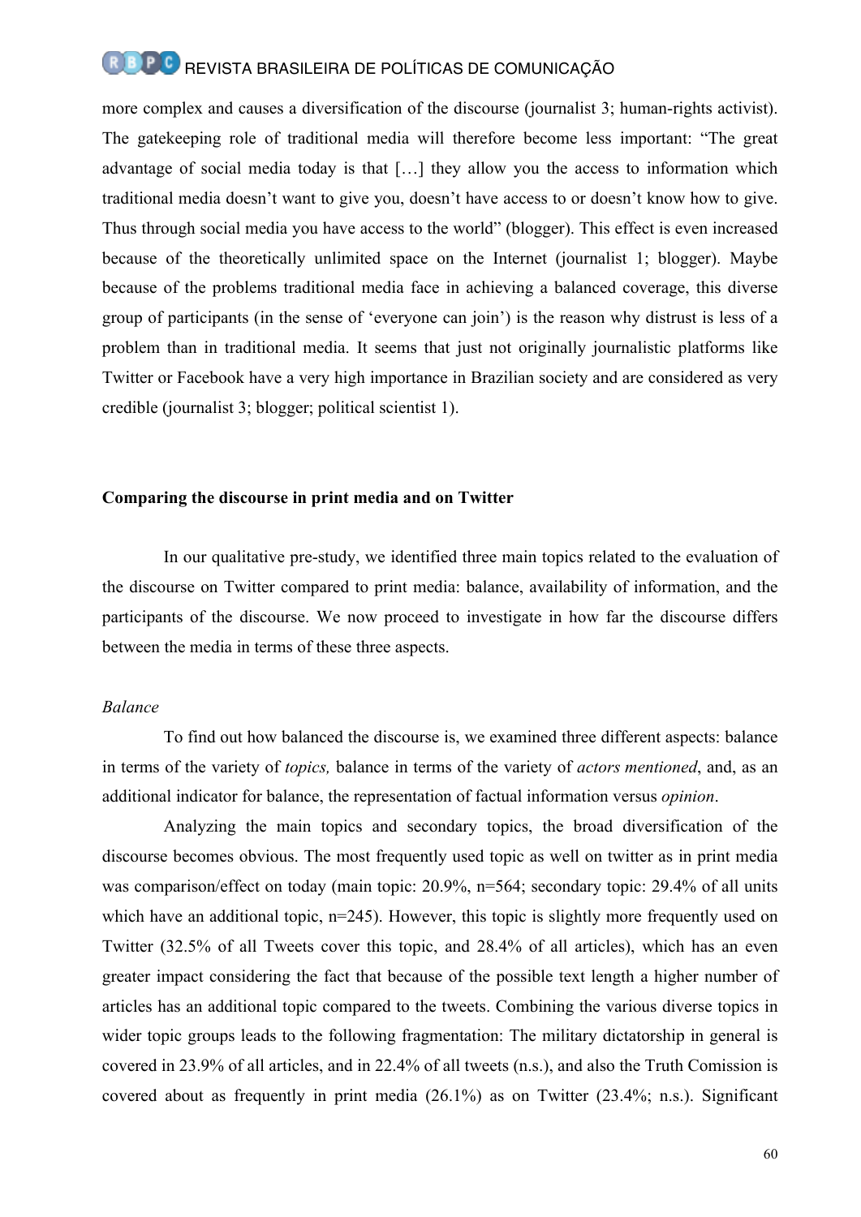more complex and causes a diversification of the discourse (journalist 3; human-rights activist). The gatekeeping role of traditional media will therefore become less important: "The great advantage of social media today is that […] they allow you the access to information which traditional media doesn't want to give you, doesn't have access to or doesn't know how to give. Thus through social media you have access to the world" (blogger). This effect is even increased because of the theoretically unlimited space on the Internet (journalist 1; blogger). Maybe because of the problems traditional media face in achieving a balanced coverage, this diverse group of participants (in the sense of 'everyone can join') is the reason why distrust is less of a problem than in traditional media. It seems that just not originally journalistic platforms like Twitter or Facebook have a very high importance in Brazilian society and are considered as very credible (journalist 3; blogger; political scientist 1).

## Comparing the discourse in print media and on Twitter

In our qualitative pre-study, we identified three main topics related to the evaluation of the discourse on Twitter compared to print media: balance, availability of information, and the participants of the discourse. We now proceed to investigate in how far the discourse differs between the media in terms of these three aspects.

### *Balance*

To find out how balanced the discourse is, we examined three different aspects: balance in terms of the variety of *topics,* balance in terms of the variety of *actors mentioned*, and, as an additional indicator for balance, the representation of factual information versus *opinion*.

Analyzing the main topics and secondary topics, the broad diversification of the discourse becomes obvious. The most frequently used topic as well on twitter as in print media was comparison/effect on today (main topic: 20.9%, n=564; secondary topic: 29.4% of all units which have an additional topic, n=245). However, this topic is slightly more frequently used on Twitter (32.5% of all Tweets cover this topic, and 28.4% of all articles), which has an even greater impact considering the fact that because of the possible text length a higher number of articles has an additional topic compared to the tweets. Combining the various diverse topics in wider topic groups leads to the following fragmentation: The military dictatorship in general is covered in 23.9% of all articles, and in 22.4% of all tweets (n.s.), and also the Truth Comission is covered about as frequently in print media (26.1%) as on Twitter (23.4%; n.s.). Significant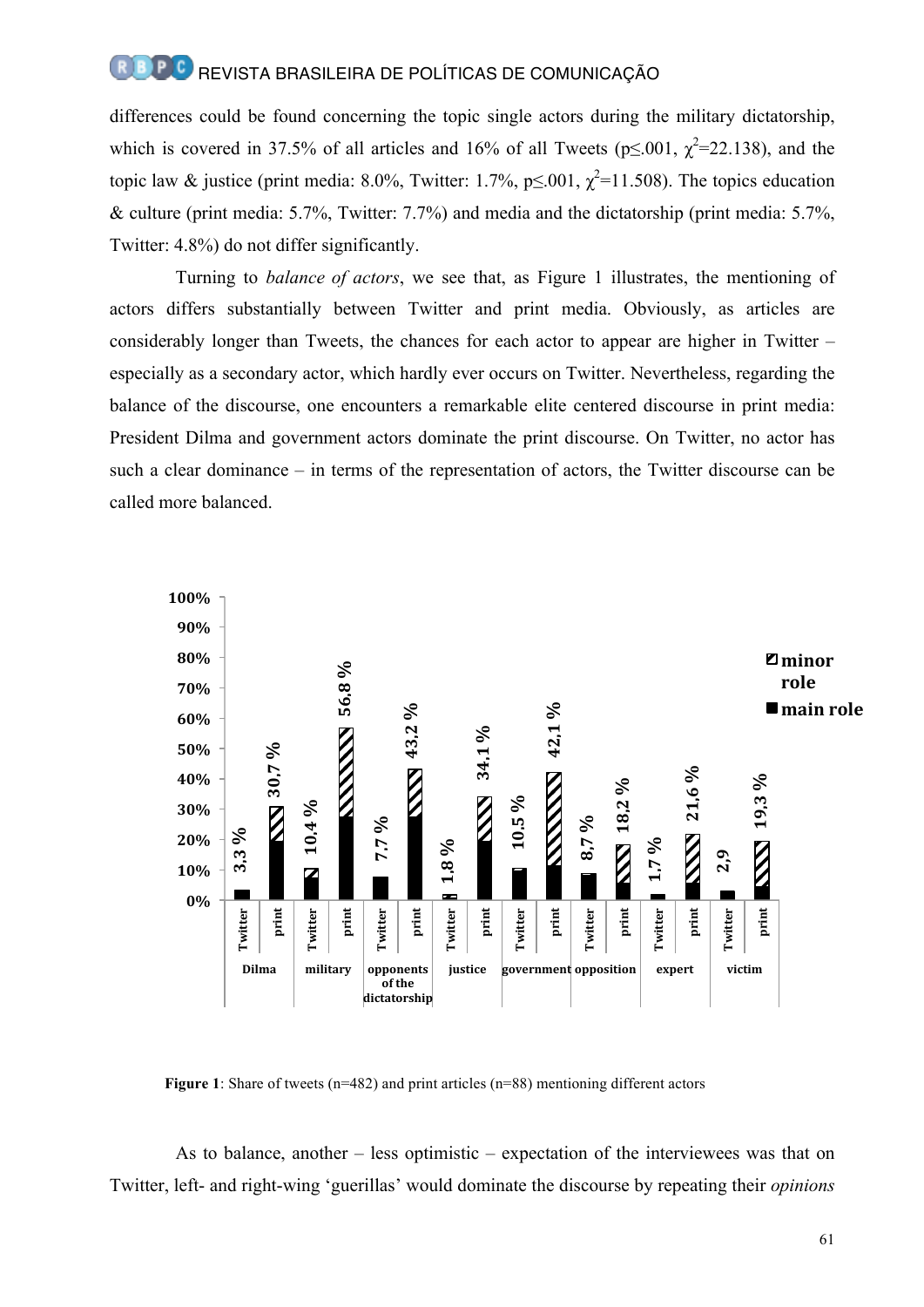differences could be found concerning the topic single actors during the military dictatorship, which is covered in 37.5% of all articles and 16% of all Tweets (p≤.001, $\chi^2$=22.138), and the topic law & justice (print media: 8.0%, Twitter: 1.7%, p≤.001, $\chi^2$=11.508). The topics education & culture (print media: 5.7%, Twitter: 7.7%) and media and the dictatorship (print media: 5.7%, Twitter: 4.8%) do not differ significantly.

Turning to *balance of actors*, we see that, as Figure 1 illustrates, the mentioning of actors differs substantially between Twitter and print media. Obviously, as articles are considerably longer than Tweets, the chances for each actor to appear are higher in Twitter – especially as a secondary actor, which hardly ever occurs on Twitter. Nevertheless, regarding the balance of the discourse, one encounters a remarkable elite centered discourse in print media: President Dilma and government actors dominate the print discourse. On Twitter, no actor has such a clear dominance – in terms of the representation of actors, the Twitter discourse can be called more balanced.

| Actor | Twitter | print |
|---|---|---|
| Dilma | 3,3 % | 30,7 % |
| military | 10.4 % | 56,8 % |
| opponents of the dictatorship | 7.7 % | 43,2 % |
| justice | 1.8 % | 34.1 % |
| government | 10.5 % | 42,1 % |
| opposition | 8,7 % | 18,2 % |
| expert | 1.7 % | 21,6 % |
| victim | 2,9 | 19,3 % |

**Figure 1**: Share of tweets (n=482) and print articles (n=88) mentioning different actors

As to balance, another – less optimistic – expectation of the interviewees was that on Twitter, left- and right-wing 'guerillas' would dominate the discourse by repeating their *opinions*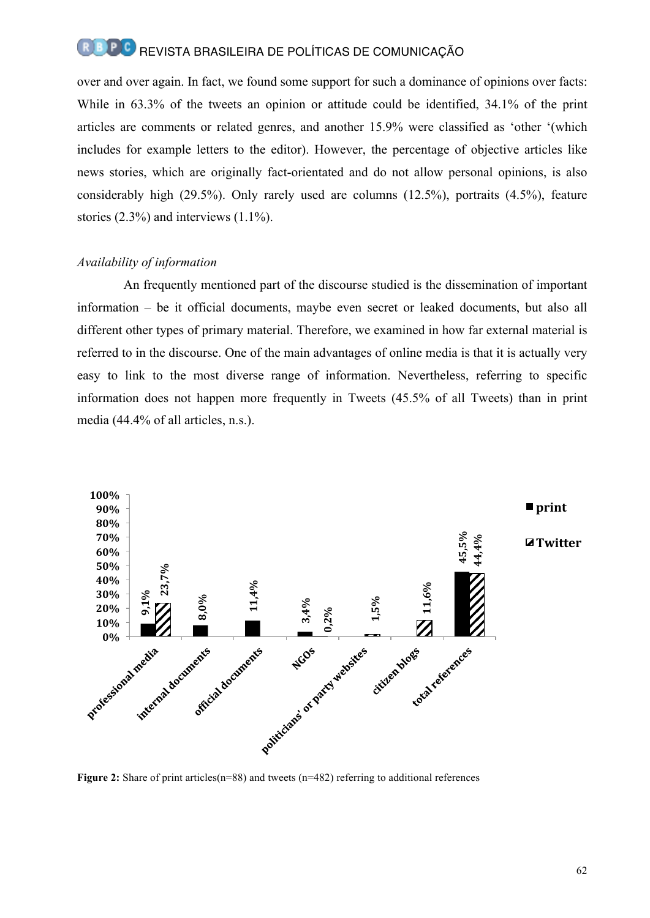over and over again. In fact, we found some support for such a dominance of opinions over facts: While in 63.3% of the tweets an opinion or attitude could be identified, 34.1% of the print articles are comments or related genres, and another 15.9% were classified as 'other '(which includes for example letters to the editor). However, the percentage of objective articles like news stories, which are originally fact-orientated and do not allow personal opinions, is also considerably high (29.5%). Only rarely used are columns (12.5%), portraits (4.5%), feature stories (2.3%) and interviews (1.1%).

*Availability of information*

An frequently mentioned part of the discourse studied is the dissemination of important information – be it official documents, maybe even secret or leaked documents, but also all different other types of primary material. Therefore, we examined in how far external material is referred to in the discourse. One of the main advantages of online media is that it is actually very easy to link to the most diverse range of information. Nevertheless, referring to specific information does not happen more frequently in Tweets (45.5% of all Tweets) than in print media (44.4% of all articles, n.s.).

| | print | Twitter |
|---|---|---|
| professional media | 9,1% | 23,7% |
| internal documents | 8,0% | |
| official documents | 11,4% | |
| NGOs | 3,4% | 0,2% |
| politicians' or party websites | | 1,5% |
| citizen blogs | | 11,6% |
| total references | 45,5% | 44,4% |

**Figure 2:** Share of print articles(n=88) and tweets (n=482) referring to additional references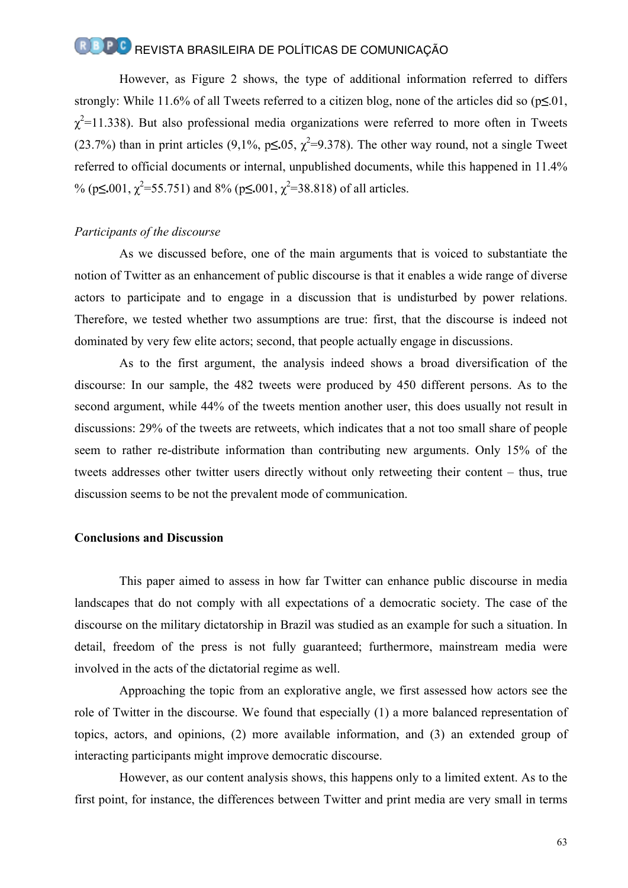However, as Figure 2 shows, the type of additional information referred to differs strongly: While 11.6% of all Tweets referred to a citizen blog, none of the articles did so ($p \leq .01$, $\chi^2 = 11.338$). But also professional media organizations were referred to more often in Tweets (23.7%) than in print articles (9,1%, $p \leq .05$, $\chi^2 = 9.378$). The other way round, not a single Tweet referred to official documents or internal, unpublished documents, while this happened in 11.4% % ($p \leq .001$, $\chi^2 = 55.751$) and 8% ($p \leq .001$, $\chi^2 = 38.818$) of all articles.

*Participants of the discourse*

As we discussed before, one of the main arguments that is voiced to substantiate the notion of Twitter as an enhancement of public discourse is that it enables a wide range of diverse actors to participate and to engage in a discussion that is undisturbed by power relations. Therefore, we tested whether two assumptions are true: first, that the discourse is indeed not dominated by very few elite actors; second, that people actually engage in discussions.

As to the first argument, the analysis indeed shows a broad diversification of the discourse: In our sample, the 482 tweets were produced by 450 different persons. As to the second argument, while 44% of the tweets mention another user, this does usually not result in discussions: 29% of the tweets are retweets, which indicates that a not too small share of people seem to rather re-distribute information than contributing new arguments. Only 15% of the tweets addresses other twitter users directly without only retweeting their content – thus, true discussion seems to be not the prevalent mode of communication.

**Conclusions and Discussion**

This paper aimed to assess in how far Twitter can enhance public discourse in media landscapes that do not comply with all expectations of a democratic society. The case of the discourse on the military dictatorship in Brazil was studied as an example for such a situation. In detail, freedom of the press is not fully guaranteed; furthermore, mainstream media were involved in the acts of the dictatorial regime as well.

Approaching the topic from an explorative angle, we first assessed how actors see the role of Twitter in the discourse. We found that especially (1) a more balanced representation of topics, actors, and opinions, (2) more available information, and (3) an extended group of interacting participants might improve democratic discourse.

However, as our content analysis shows, this happens only to a limited extent. As to the first point, for instance, the differences between Twitter and print media are very small in terms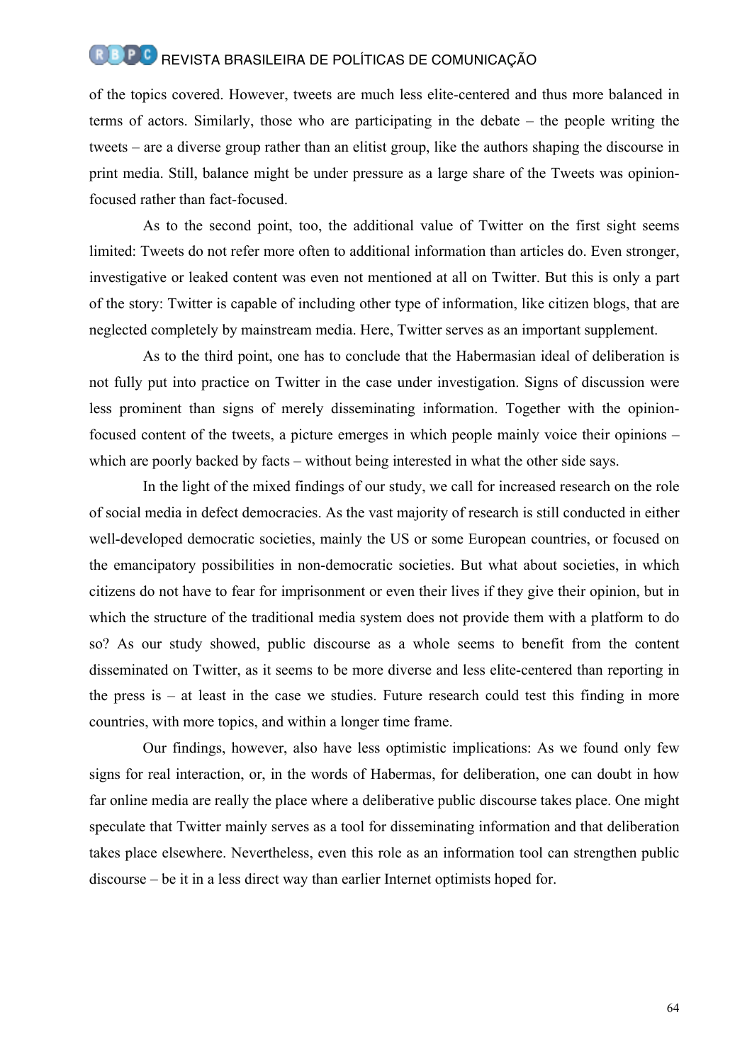of the topics covered. However, tweets are much less elite-centered and thus more balanced in terms of actors. Similarly, those who are participating in the debate – the people writing the tweets – are a diverse group rather than an elitist group, like the authors shaping the discourse in print media. Still, balance might be under pressure as a large share of the Tweets was opinion-focused rather than fact-focused.

As to the second point, too, the additional value of Twitter on the first sight seems limited: Tweets do not refer more often to additional information than articles do. Even stronger, investigative or leaked content was even not mentioned at all on Twitter. But this is only a part of the story: Twitter is capable of including other type of information, like citizen blogs, that are neglected completely by mainstream media. Here, Twitter serves as an important supplement.

As to the third point, one has to conclude that the Habermasian ideal of deliberation is not fully put into practice on Twitter in the case under investigation. Signs of discussion were less prominent than signs of merely disseminating information. Together with the opinion-focused content of the tweets, a picture emerges in which people mainly voice their opinions – which are poorly backed by facts – without being interested in what the other side says.

In the light of the mixed findings of our study, we call for increased research on the role of social media in defect democracies. As the vast majority of research is still conducted in either well-developed democratic societies, mainly the US or some European countries, or focused on the emancipatory possibilities in non-democratic societies. But what about societies, in which citizens do not have to fear for imprisonment or even their lives if they give their opinion, but in which the structure of the traditional media system does not provide them with a platform to do so? As our study showed, public discourse as a whole seems to benefit from the content disseminated on Twitter, as it seems to be more diverse and less elite-centered than reporting in the press is – at least in the case we studies. Future research could test this finding in more countries, with more topics, and within a longer time frame.

Our findings, however, also have less optimistic implications: As we found only few signs for real interaction, or, in the words of Habermas, for deliberation, one can doubt in how far online media are really the place where a deliberative public discourse takes place. One might speculate that Twitter mainly serves as a tool for disseminating information and that deliberation takes place elsewhere. Nevertheless, even this role as an information tool can strengthen public discourse – be it in a less direct way than earlier Internet optimists hoped for.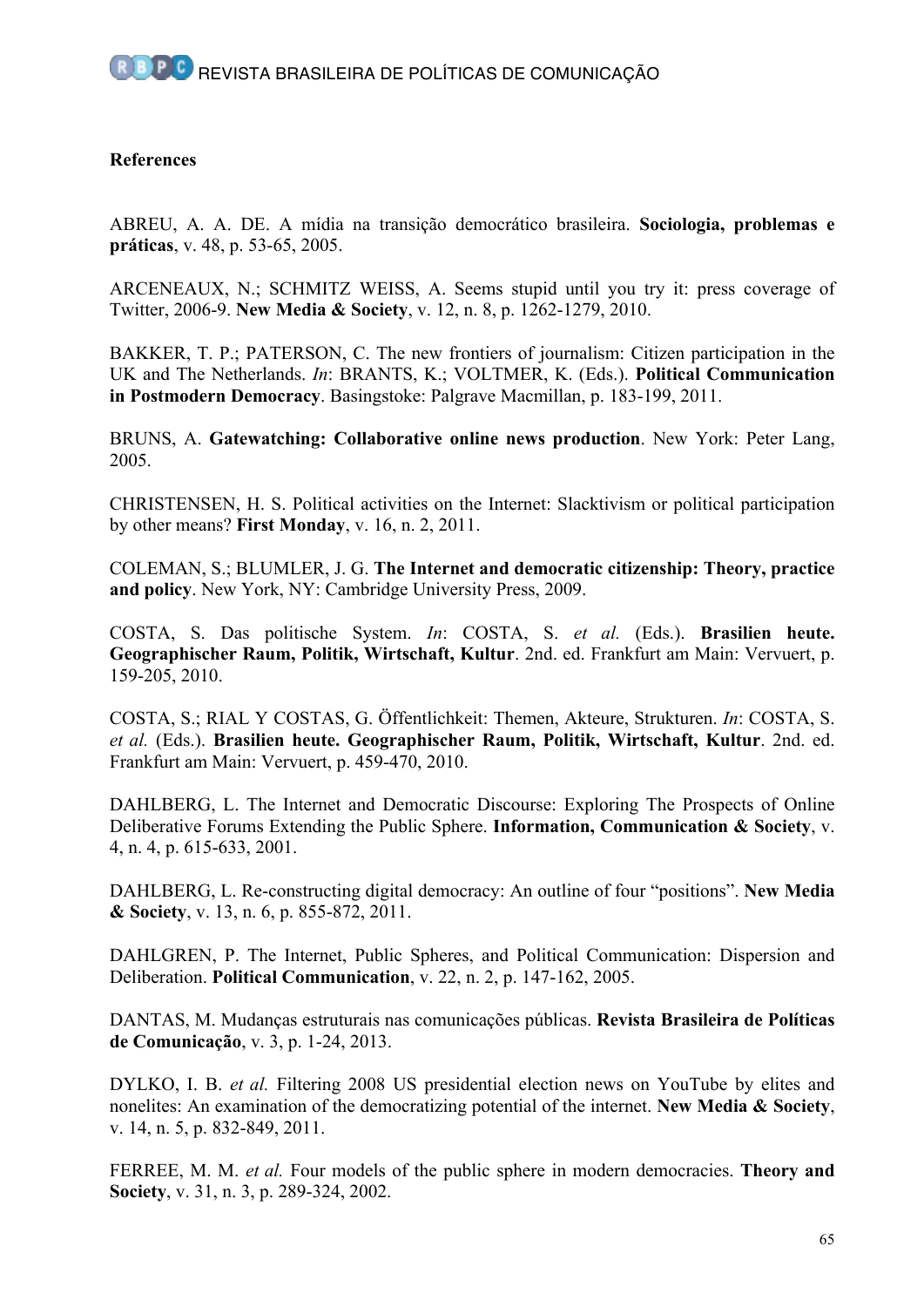**References**

ABREU, A. A. DE. A mídia na transição democrático brasileira. **Sociologia, problemas e práticas**, v. 48, p. 53-65, 2005.

ARCENEAUX, N.; SCHMITZ WEISS, A. Seems stupid until you try it: press coverage of Twitter, 2006-9. **New Media & Society**, v. 12, n. 8, p. 1262-1279, 2010.

BAKKER, T. P.; PATERSON, C. The new frontiers of journalism: Citizen participation in the UK and The Netherlands. *In*: BRANTS, K.; VOLTMER, K. (Eds.). **Political Communication in Postmodern Democracy**. Basingstoke: Palgrave Macmillan, p. 183-199, 2011.

BRUNS, A. **Gatewatching: Collaborative online news production**. New York: Peter Lang, 2005.

CHRISTENSEN, H. S. Political activities on the Internet: Slacktivism or political participation by other means? **First Monday**, v. 16, n. 2, 2011.

COLEMAN, S.; BLUMLER, J. G. **The Internet and democratic citizenship: Theory, practice and policy**. New York, NY: Cambridge University Press, 2009.

COSTA, S. Das politische System. *In*: COSTA, S. *et al.* (Eds.). **Brasilien heute. Geographischer Raum, Politik, Wirtschaft, Kultur**. 2nd. ed. Frankfurt am Main: Vervuert, p. 159-205, 2010.

COSTA, S.; RIAL Y COSTAS, G. Öffentlichkeit: Themen, Akteure, Strukturen. *In*: COSTA, S. *et al.* (Eds.). **Brasilien heute. Geographischer Raum, Politik, Wirtschaft, Kultur**. 2nd. ed. Frankfurt am Main: Vervuert, p. 459-470, 2010.

DAHLBERG, L. The Internet and Democratic Discourse: Exploring The Prospects of Online Deliberative Forums Extending the Public Sphere. **Information, Communication & Society**, v. 4, n. 4, p. 615-633, 2001.

DAHLBERG, L. Re-constructing digital democracy: An outline of four "positions". **New Media & Society**, v. 13, n. 6, p. 855-872, 2011.

DAHLGREN, P. The Internet, Public Spheres, and Political Communication: Dispersion and Deliberation. **Political Communication**, v. 22, n. 2, p. 147-162, 2005.

DANTAS, M. Mudanças estruturais nas comunicações públicas. **Revista Brasileira de Políticas de Comunicação**, v. 3, p. 1-24, 2013.

DYLKO, I. B. *et al.* Filtering 2008 US presidential election news on YouTube by elites and nonelites: An examination of the democratizing potential of the internet. **New Media & Society**, v. 14, n. 5, p. 832-849, 2011.

FERREE, M. M. *et al.* Four models of the public sphere in modern democracies. **Theory and Society**, v. 31, n. 3, p. 289-324, 2002.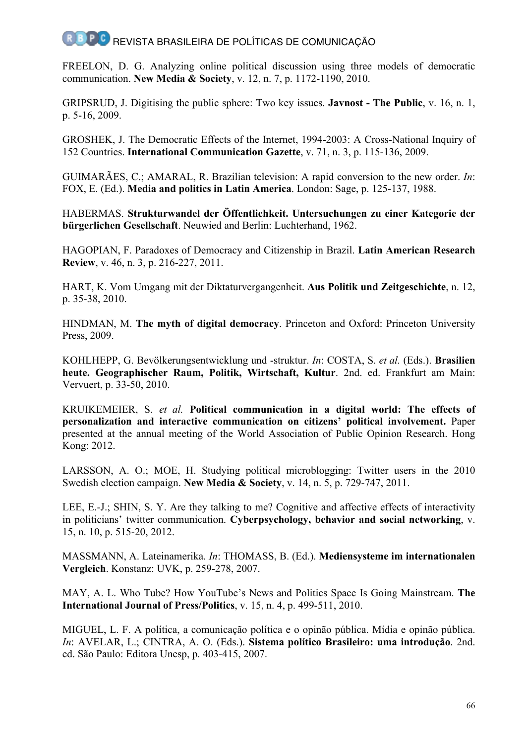FREELON, D. G. Analyzing online political discussion using three models of democratic communication. **New Media & Society**, v. 12, n. 7, p. 1172-1190, 2010.

GRIPSRUD, J. Digitising the public sphere: Two key issues. **Javnost - The Public**, v. 16, n. 1, p. 5-16, 2009.

GROSHEK, J. The Democratic Effects of the Internet, 1994-2003: A Cross-National Inquiry of 152 Countries. **International Communication Gazette**, v. 71, n. 3, p. 115-136, 2009.

GUIMARÃES, C.; AMARAL, R. Brazilian television: A rapid conversion to the new order. *In*: FOX, E. (Ed.). **Media and politics in Latin America**. London: Sage, p. 125-137, 1988.

HABERMAS. **Strukturwandel der Öffentlichkeit. Untersuchungen zu einer Kategorie der bürgerlichen Gesellschaft**. Neuwied and Berlin: Luchterhand, 1962.

HAGOPIAN, F. Paradoxes of Democracy and Citizenship in Brazil. **Latin American Research Review**, v. 46, n. 3, p. 216-227, 2011.

HART, K. Vom Umgang mit der Diktaturvergangenheit. **Aus Politik und Zeitgeschichte**, n. 12, p. 35-38, 2010.

HINDMAN, M. **The myth of digital democracy**. Princeton and Oxford: Princeton University Press, 2009.

KOHLHEPP, G. Bevölkerungsentwicklung und -struktur. *In*: COSTA, S. *et al.* (Eds.). **Brasilien heute. Geographischer Raum, Politik, Wirtschaft, Kultur**. 2nd. ed. Frankfurt am Main: Vervuert, p. 33-50, 2010.

KRUIKEMEIER, S. *et al.* **Political communication in a digital world: The effects of personalization and interactive communication on citizens' political involvement.** Paper presented at the annual meeting of the World Association of Public Opinion Research. Hong Kong: 2012.

LARSSON, A. O.; MOE, H. Studying political microblogging: Twitter users in the 2010 Swedish election campaign. **New Media & Society**, v. 14, n. 5, p. 729-747, 2011.

LEE, E.-J.; SHIN, S. Y. Are they talking to me? Cognitive and affective effects of interactivity in politicians' twitter communication. **Cyberpsychology, behavior and social networking**, v. 15, n. 10, p. 515-20, 2012.

MASSMANN, A. Lateinamerika. *In*: THOMASS, B. (Ed.). **Mediensysteme im internationalen Vergleich**. Konstanz: UVK, p. 259-278, 2007.

MAY, A. L. Who Tube? How YouTube's News and Politics Space Is Going Mainstream. **The International Journal of Press/Politics**, v. 15, n. 4, p. 499-511, 2010.

MIGUEL, L. F. A política, a comunicação política e o opinião pública. Mídia e opinião pública. *In*: AVELAR, L.; CINTRA, A. O. (Eds.). **Sistema político Brasileiro: uma introdução**. 2nd. ed. São Paulo: Editora Unesp, p. 403-415, 2007.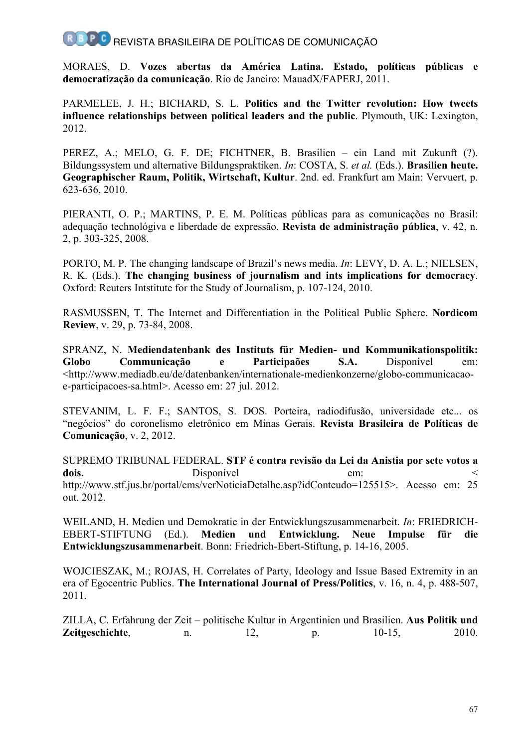MORAES, D. **Vozes abertas da América Latina. Estado, políticas públicas e democratização da comunicação**. Rio de Janeiro: MauadX/FAPERJ, 2011.

PARMELEE, J. H.; BICHARD, S. L. **Politics and the Twitter revolution: How tweets influence relationships between political leaders and the public**. Plymouth, UK: Lexington, 2012.

PEREZ, A.; MELO, G. F. DE; FICHTNER, B. Brasilien – ein Land mit Zukunft (?). Bildungssystem und alternative Bildungspraktiken. *In*: COSTA, S. *et al.* (Eds.). **Brasilien heute. Geographischer Raum, Politik, Wirtschaft, Kultur**. 2nd. ed. Frankfurt am Main: Vervuert, p. 623-636, 2010.

PIERANTI, O. P.; MARTINS, P. E. M. Políticas públicas para as comunicações no Brasil: adequação technológiva e liberdade de expressão. **Revista de administração pública**, v. 42, n. 2, p. 303-325, 2008.

PORTO, M. P. The changing landscape of Brazil's news media. *In*: LEVY, D. A. L.; NIELSEN, R. K. (Eds.). **The changing business of journalism and ints implications for democracy**. Oxford: Reuters Intstitute for the Study of Journalism, p. 107-124, 2010.

RASMUSSEN, T. The Internet and Differentiation in the Political Public Sphere. **Nordicom Review**, v. 29, p. 73-84, 2008.

SPRANZ, N. **Mediendatenbank des Instituts für Medien- und Kommunikationspolitik: Globo Communicação e Participaões S.A.** Disponível em: <http://www.mediadb.eu/de/datenbanken/internationale-medienkonzerne/globo-communicacao-e-participacoes-sa.html>. Acesso em: 27 jul. 2012.

STEVANIM, L. F. F.; SANTOS, S. DOS. Porteira, radiodifusão, universidade etc... os "negócios" do coronelismo eletrônico em Minas Gerais. **Revista Brasileira de Políticas de Comunicação**, v. 2, 2012.

SUPREMO TRIBUNAL FEDERAL. **STF é contra revisão da Lei da Anistia por sete votos a dois.** Disponível em: < http://www.stf.jus.br/portal/cms/verNoticiaDetalhe.asp?idConteudo=125515>. Acesso em: 25 out. 2012.

WEILAND, H. Medien und Demokratie in der Entwicklungszusammenarbeit. *In*: FRIEDRICH-EBERT-STIFTUNG (Ed.). **Medien und Entwicklung. Neue Impulse für die Entwicklungszusammenarbeit**. Bonn: Friedrich-Ebert-Stiftung, p. 14-16, 2005.

WOJCIESZAK, M.; ROJAS, H. Correlates of Party, Ideology and Issue Based Extremity in an era of Egocentric Publics. **The International Journal of Press/Politics**, v. 16, n. 4, p. 488-507, 2011.

ZILLA, C. Erfahrung der Zeit – politische Kultur in Argentinien und Brasilien. **Aus Politik und Zeitgeschichte**, n. 12, p. 10-15, 2010.